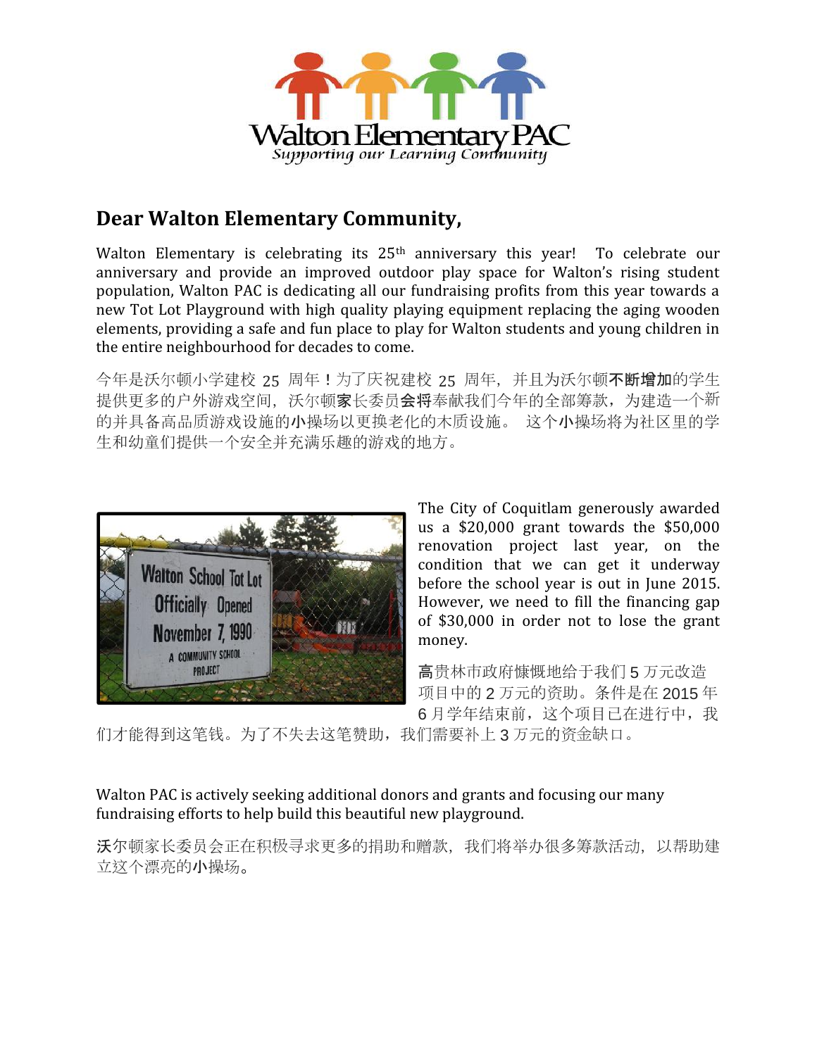Walton Elementary PAC

*Supporting our Learning Community*

## Dear Walton Elementary Community,

Walton Elementary is celebrating its 25th anniversary this year! To celebrate our anniversary and provide an improved outdoor play space for Walton's rising student population, Walton PAC is dedicating all our fundraising profits from this year towards a new Tot Lot Playground with high quality playing equipment replacing the aging wooden elements, providing a safe and fun place to play for Walton students and young children in the entire neighbourhood for decades to come.

今年是沃尔顿小学建校 25 周年！为了庆祝建校 25 周年，并且为沃尔顿不断增加的学生提供更多的户外游戏空间，沃尔顿家长委员会将奉献我们今年的全部筹款，为建造一个新的并具备高品质游戏设施的小操场以更换老化的木质设施。 这个小操场将为社区里的学生和幼童们提供一个安全并充满乐趣的游戏的地方。

The City of Coquitlam generously awarded us a $20,000 grant towards the $50,000 renovation project last year, on the condition that we can get it underway before the school year is out in June 2015. However, we need to fill the financing gap of $30,000 in order not to lose the grant money.

高贵林市政府慷慨地给于我们 5 万元改造项目中的 2 万元的资助。条件是在 2015 年 6 月学年结束前，这个项目已在进行中，我们才能得到这笔钱。为了不失去这笔赞助，我们需要补上 3 万元的资金缺口。

Walton PAC is actively seeking additional donors and grants and focusing our many fundraising efforts to help build this beautiful new playground.

沃尔顿家长委员会正在积极寻求更多的捐助和赠款，我们将举办很多筹款活动，以帮助建立这个漂亮的小操场。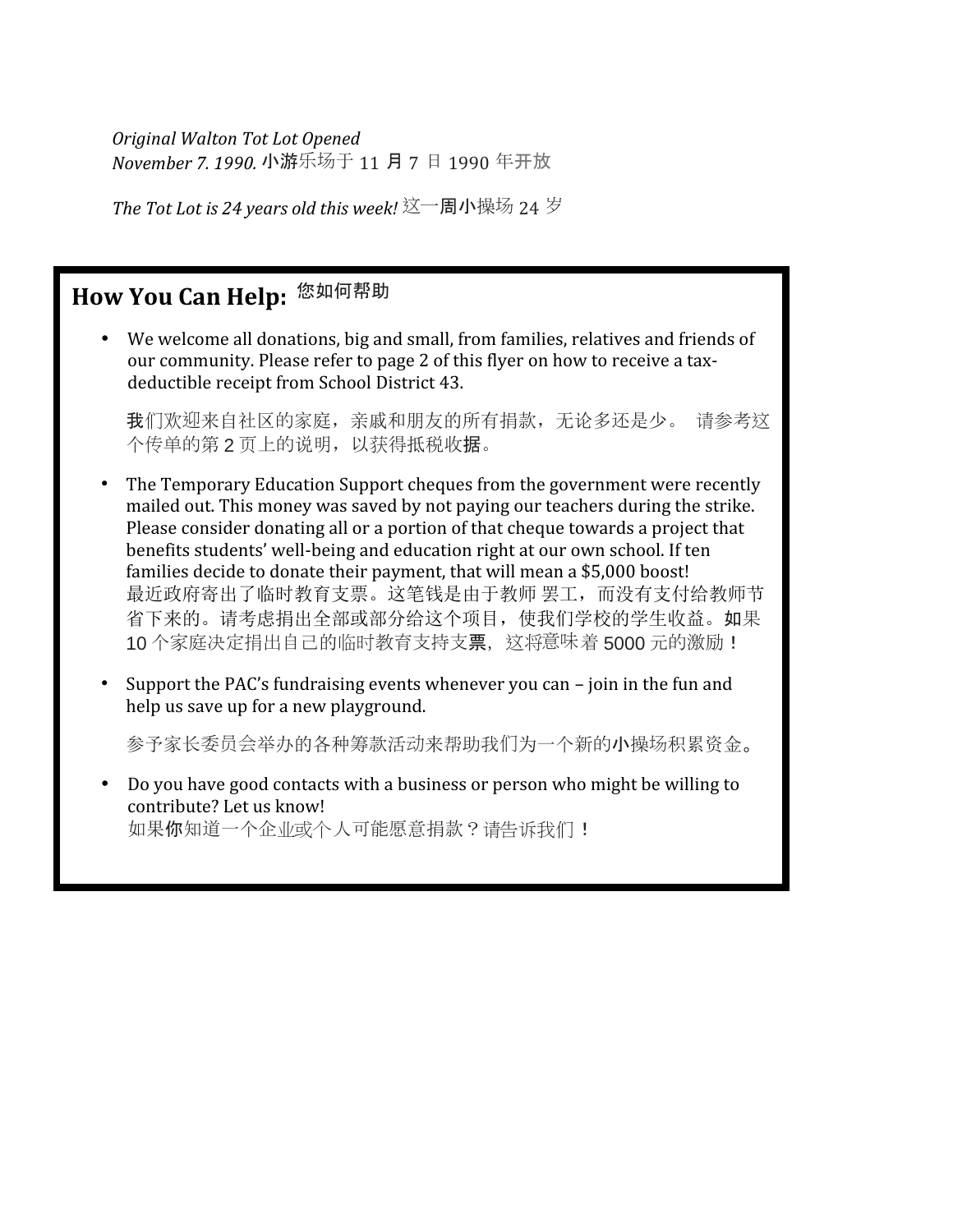*Original Walton Tot Lot Opened*
*November 7. 1990.* 小游乐场于 11 月 7 日 1990 年开放

*The Tot Lot is 24 years old this week!* 这一周小操场 24 岁

## How You Can Help: 您如何帮助

- We welcome all donations, big and small, from families, relatives and friends of our community. Please refer to page 2 of this flyer on how to receive a tax-deductible receipt from School District 43.

  我们欢迎来自社区的家庭，亲戚和朋友的所有捐款，无论多还是少。 请参考这个传单的第 2 页上的说明，以获得抵税收据。

- The Temporary Education Support cheques from the government were recently mailed out. This money was saved by not paying our teachers during the strike. Please consider donating all or a portion of that cheque towards a project that benefits students' well-being and education right at our own school. If ten families decide to donate their payment, that will mean a $5,000 boost!
  最近政府寄出了临时教育支票。这笔钱是由于教师 罢工，而没有支付给教师节省下来的。请考虑捐出全部或部分给这个项目，使我们学校的学生收益。如果 10 个家庭决定捐出自己的临时教育支持支票，这将意味着 5000 元的激励！

- Support the PAC's fundraising events whenever you can – join in the fun and help us save up for a new playground.

  参予家长委员会举办的各种筹款活动来帮助我们为一个新的小操场积累资金。

- Do you have good contacts with a business or person who might be willing to contribute? Let us know!
  如果你知道一个企业或个人可能愿意捐款？请告诉我们！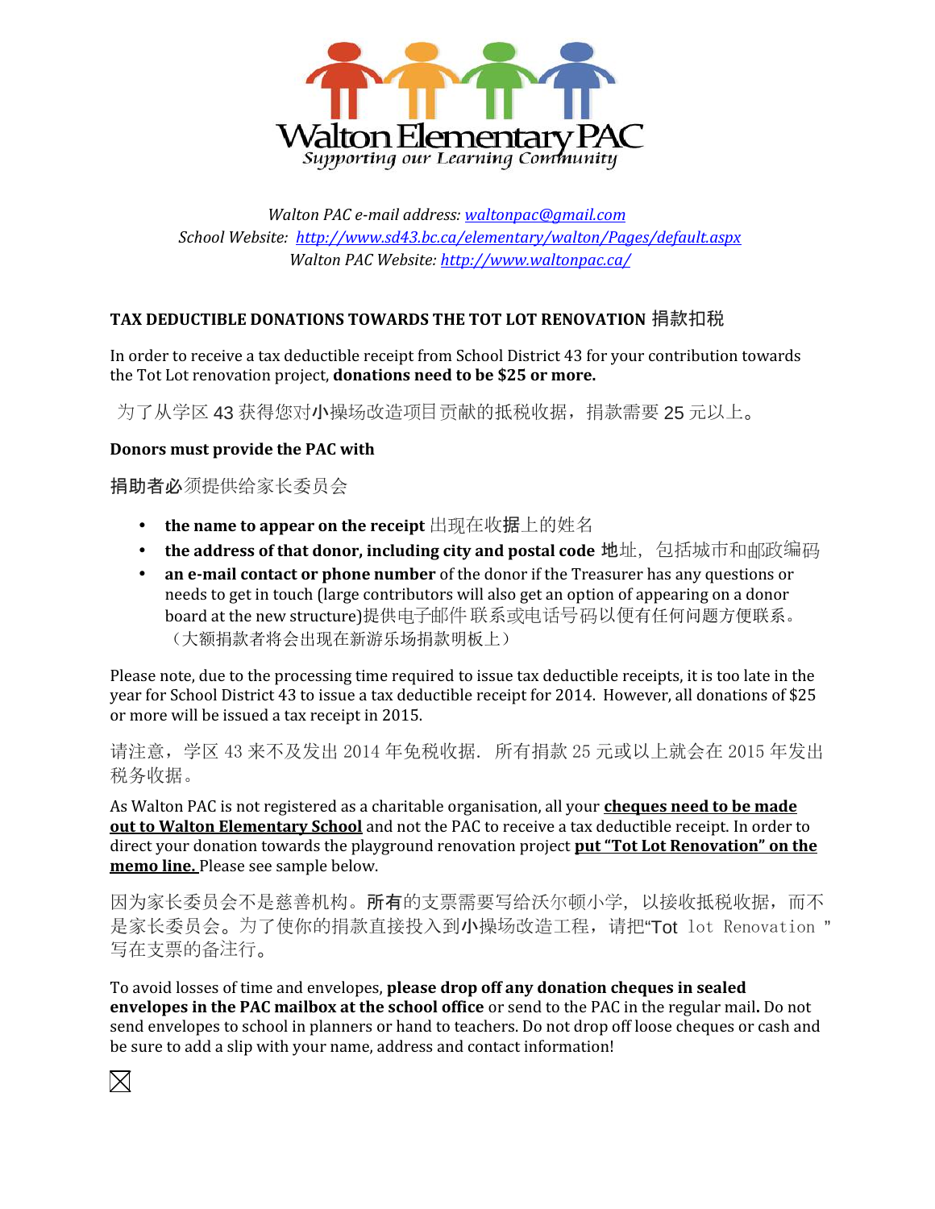Walton Elementary PAC

*Supporting our Learning Community*

*Walton PAC e-mail address: waltonpac@gmail.com*
*School Website: http://www.sd43.bc.ca/elementary/walton/Pages/default.aspx*
*Walton PAC Website: http://www.waltonpac.ca/*

**TAX DEDUCTIBLE DONATIONS TOWARDS THE TOT LOT RENOVATION 捐款扣税**

In order to receive a tax deductible receipt from School District 43 for your contribution towards the Tot Lot renovation project, **donations need to be $25 or more.**

为了从学区 43 获得您对小操场改造项目贡献的抵税收据，捐款需要 25 元以上。

**Donors must provide the PAC with**

**捐助者必**须提供给家长委员会

- **the name to appear on the receipt** 出现在收据上的姓名
- **the address of that donor, including city and postal code** 地址，包括城市和邮政编码
- **an e-mail contact or phone number** of the donor if the Treasurer has any questions or needs to get in touch (large contributors will also get an option of appearing on a donor board at the new structure)提供电子邮件 联系或电话号码以便有任何问题方便联系。（大额捐款者将会出现在新游乐场捐款明板上）

Please note, due to the processing time required to issue tax deductible receipts, it is too late in the year for School District 43 to issue a tax deductible receipt for 2014. However, all donations of $25 or more will be issued a tax receipt in 2015.

请注意，学区 43 来不及发出 2014 年免税收据. 所有捐款 25 元或以上就会在 2015 年发出税务收据。

As Walton PAC is not registered as a charitable organisation, all your **cheques need to be made out to Walton Elementary School** and not the PAC to receive a tax deductible receipt. In order to direct your donation towards the playground renovation project **put "Tot Lot Renovation" on the memo line.** Please see sample below.

因为家长委员会不是慈善机构。所有的支票需要写给沃尔顿小学，以接收抵税收据，而不是家长委员会。为了使你的捐款直接投入到小操场改造工程，请把"Tot lot Renovation "写在支票的备注行。

To avoid losses of time and envelopes, **please drop off any donation cheques in sealed envelopes in the PAC mailbox at the school office** or send to the PAC in the regular mail. Do not send envelopes to school in planners or hand to teachers. Do not drop off loose cheques or cash and be sure to add a slip with your name, address and contact information!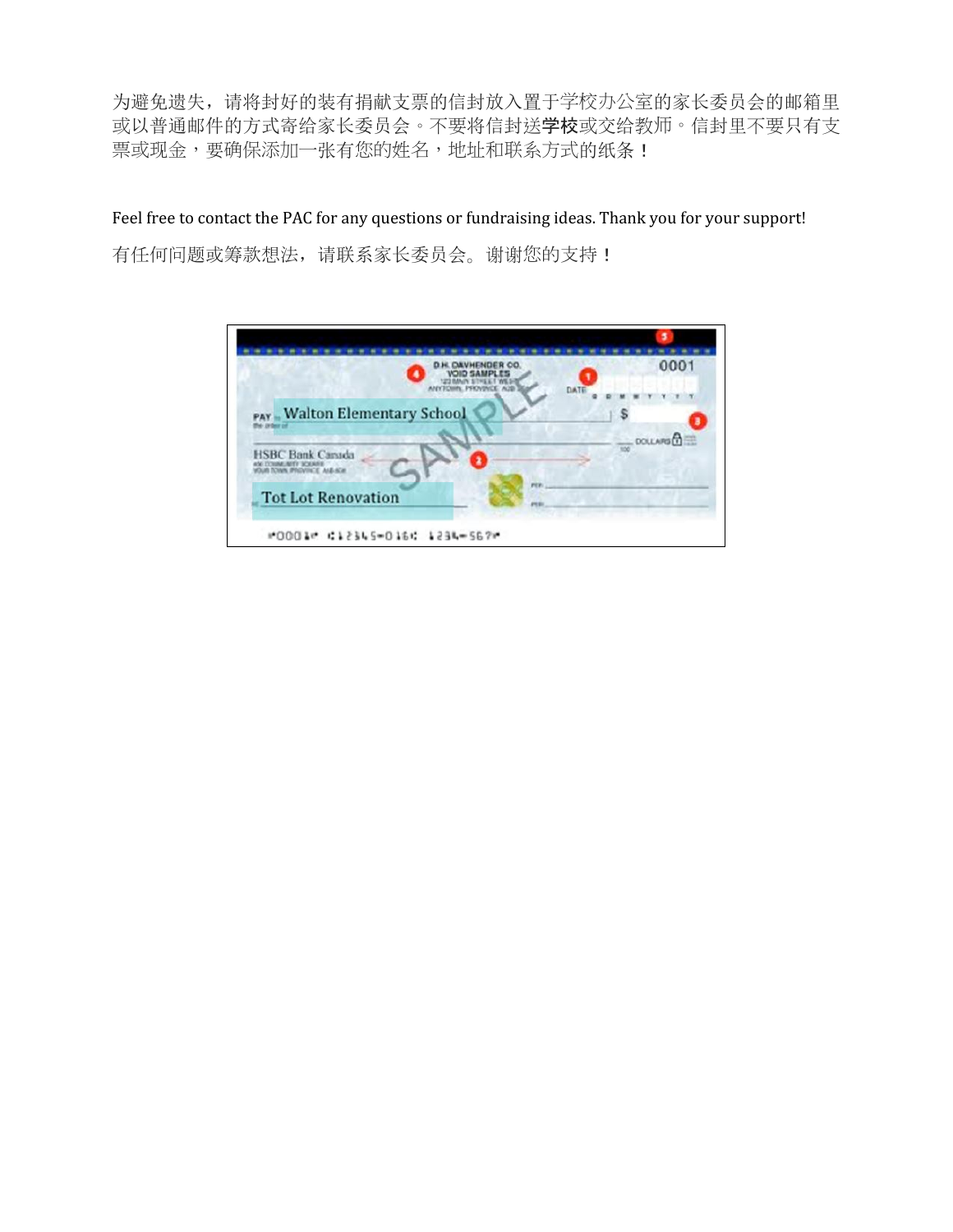为避免遗失，请将封好的装有捐献支票的信封放入置于学校办公室的家长委员会的邮箱里或以普通邮件的方式寄给家长委员会。不要将信封送**学校**或交给教师。信封里不要只有支票或现金，要确保添加一张有您的姓名，地址和联系方式的纸条！

Feel free to contact the PAC for any questions or fundraising ideas. Thank you for your support!

有任何问题或筹款想法，请联系家长委员会。谢谢您的支持！